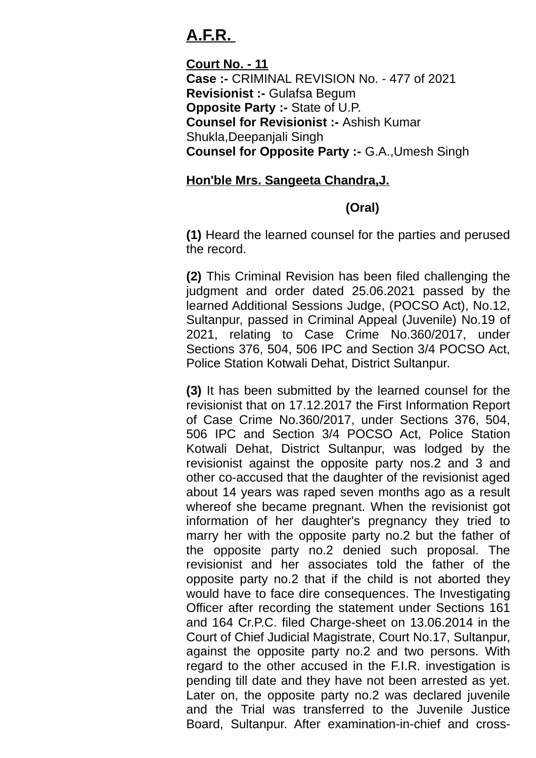**A.F.R.**

**Court No. - 11**
**Case :-** CRIMINAL REVISION No. - 477 of 2021
**Revisionist :-** Gulafsa Begum
**Opposite Party :-** State of U.P.
**Counsel for Revisionist :-** Ashish Kumar Shukla,Deepanjali Singh
**Counsel for Opposite Party :-** G.A.,Umesh Singh

**Hon'ble Mrs. Sangeeta Chandra,J.**

**(Oral)**

**(1)** Heard the learned counsel for the parties and perused the record.

**(2)** This Criminal Revision has been filed challenging the judgment and order dated 25.06.2021 passed by the learned Additional Sessions Judge, (POCSO Act), No.12, Sultanpur, passed in Criminal Appeal (Juvenile) No.19 of 2021, relating to Case Crime No.360/2017, under Sections 376, 504, 506 IPC and Section 3/4 POCSO Act, Police Station Kotwali Dehat, District Sultanpur.

**(3)** It has been submitted by the learned counsel for the revisionist that on 17.12.2017 the First Information Report of Case Crime No.360/2017, under Sections 376, 504, 506 IPC and Section 3/4 POCSO Act, Police Station Kotwali Dehat, District Sultanpur, was lodged by the revisionist against the opposite party nos.2 and 3 and other co-accused that the daughter of the revisionist aged about 14 years was raped seven months ago as a result whereof she became pregnant. When the revisionist got information of her daughter's pregnancy they tried to marry her with the opposite party no.2 but the father of the opposite party no.2 denied such proposal. The revisionist and her associates told the father of the opposite party no.2 that if the child is not aborted they would have to face dire consequences. The Investigating Officer after recording the statement under Sections 161 and 164 Cr.P.C. filed Charge-sheet on 13.06.2014 in the Court of Chief Judicial Magistrate, Court No.17, Sultanpur, against the opposite party no.2 and two persons. With regard to the other accused in the F.I.R. investigation is pending till date and they have not been arrested as yet. Later on, the opposite party no.2 was declared juvenile and the Trial was transferred to the Juvenile Justice Board, Sultanpur. After examination-in-chief and cross-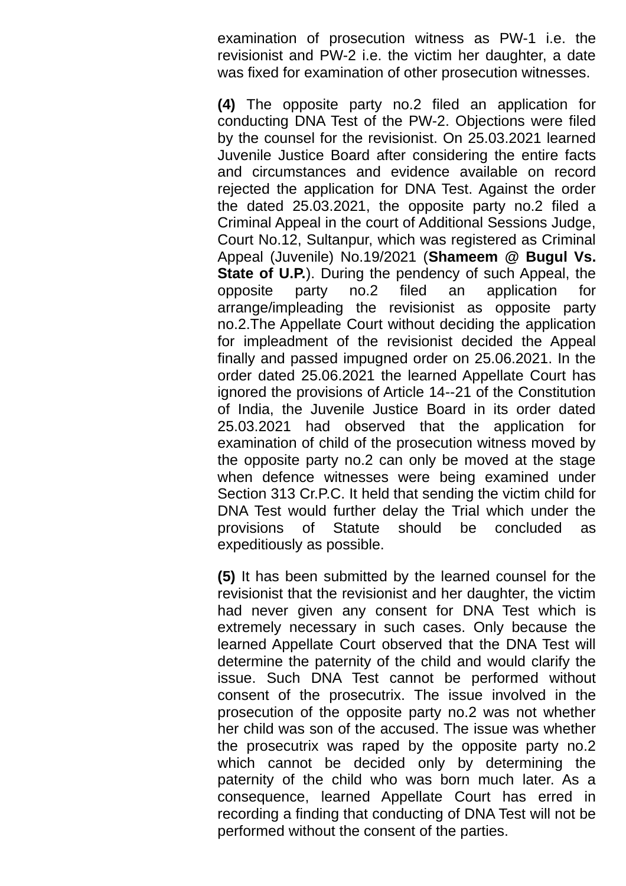examination of prosecution witness as PW-1 i.e. the revisionist and PW-2 i.e. the victim her daughter, a date was fixed for examination of other prosecution witnesses.

**(4)** The opposite party no.2 filed an application for conducting DNA Test of the PW-2. Objections were filed by the counsel for the revisionist. On 25.03.2021 learned Juvenile Justice Board after considering the entire facts and circumstances and evidence available on record rejected the application for DNA Test. Against the order the dated 25.03.2021, the opposite party no.2 filed a Criminal Appeal in the court of Additional Sessions Judge, Court No.12, Sultanpur, which was registered as Criminal Appeal (Juvenile) No.19/2021 (**Shameem @ Bugul Vs. State of U.P.**). During the pendency of such Appeal, the opposite party no.2 filed an application for arrange/impleading the revisionist as opposite party no.2.The Appellate Court without deciding the application for impleadment of the revisionist decided the Appeal finally and passed impugned order on 25.06.2021. In the order dated 25.06.2021 the learned Appellate Court has ignored the provisions of Article 14--21 of the Constitution of India, the Juvenile Justice Board in its order dated 25.03.2021 had observed that the application for examination of child of the prosecution witness moved by the opposite party no.2 can only be moved at the stage when defence witnesses were being examined under Section 313 Cr.P.C. It held that sending the victim child for DNA Test would further delay the Trial which under the provisions of Statute should be concluded as expeditiously as possible.

**(5)** It has been submitted by the learned counsel for the revisionist that the revisionist and her daughter, the victim had never given any consent for DNA Test which is extremely necessary in such cases. Only because the learned Appellate Court observed that the DNA Test will determine the paternity of the child and would clarify the issue. Such DNA Test cannot be performed without consent of the prosecutrix. The issue involved in the prosecution of the opposite party no.2 was not whether her child was son of the accused. The issue was whether the prosecutrix was raped by the opposite party no.2 which cannot be decided only by determining the paternity of the child who was born much later. As a consequence, learned Appellate Court has erred in recording a finding that conducting of DNA Test will not be performed without the consent of the parties.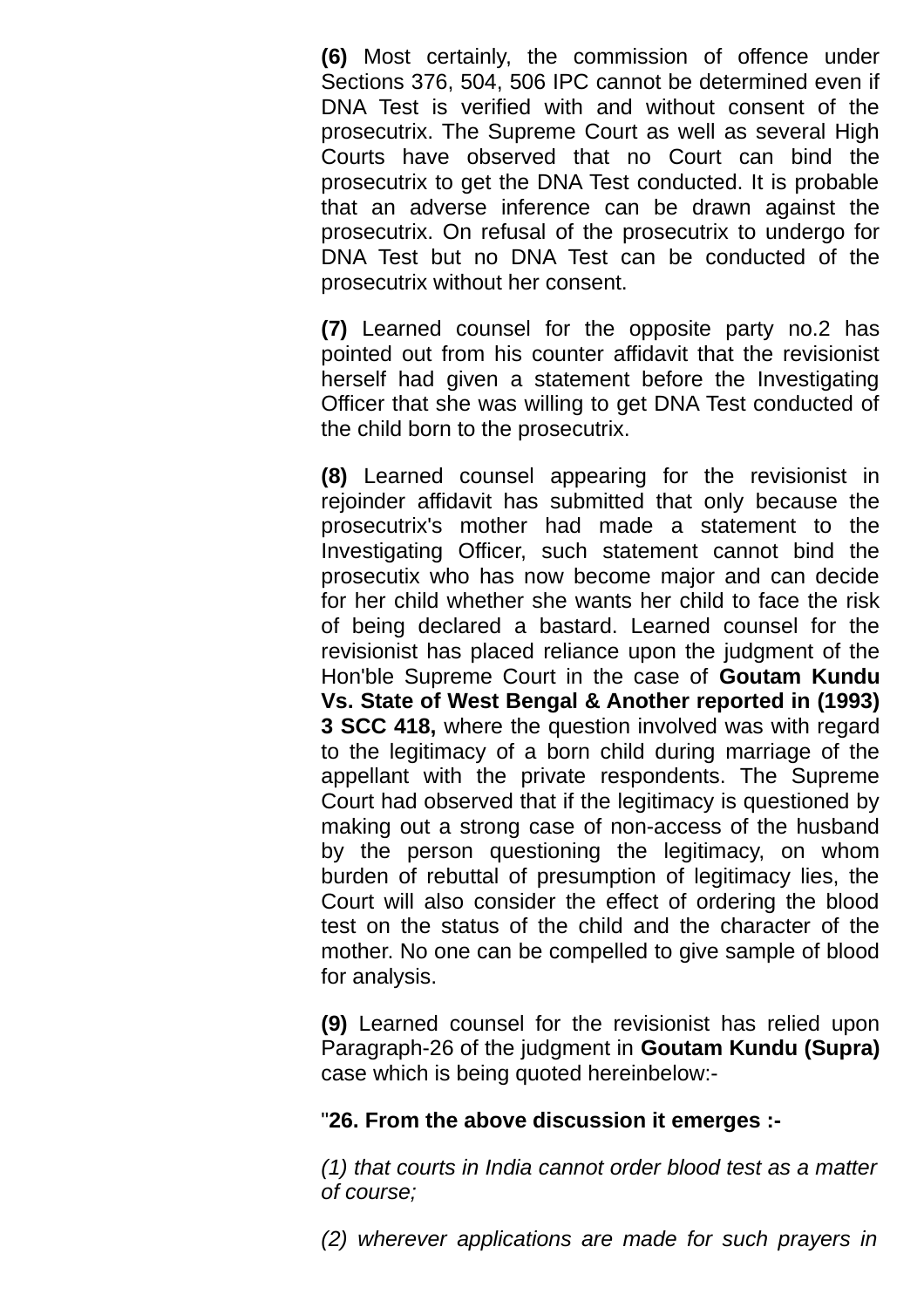**(6)** Most certainly, the commission of offence under Sections 376, 504, 506 IPC cannot be determined even if DNA Test is verified with and without consent of the prosecutrix. The Supreme Court as well as several High Courts have observed that no Court can bind the prosecutrix to get the DNA Test conducted. It is probable that an adverse inference can be drawn against the prosecutrix. On refusal of the prosecutrix to undergo for DNA Test but no DNA Test can be conducted of the prosecutrix without her consent.

**(7)** Learned counsel for the opposite party no.2 has pointed out from his counter affidavit that the revisionist herself had given a statement before the Investigating Officer that she was willing to get DNA Test conducted of the child born to the prosecutrix.

**(8)** Learned counsel appearing for the revisionist in rejoinder affidavit has submitted that only because the prosecutrix's mother had made a statement to the Investigating Officer, such statement cannot bind the prosecutix who has now become major and can decide for her child whether she wants her child to face the risk of being declared a bastard. Learned counsel for the revisionist has placed reliance upon the judgment of the Hon'ble Supreme Court in the case of **Goutam Kundu Vs. State of West Bengal & Another reported in (1993) 3 SCC 418,** where the question involved was with regard to the legitimacy of a born child during marriage of the appellant with the private respondents. The Supreme Court had observed that if the legitimacy is questioned by making out a strong case of non-access of the husband by the person questioning the legitimacy, on whom burden of rebuttal of presumption of legitimacy lies, the Court will also consider the effect of ordering the blood test on the status of the child and the character of the mother. No one can be compelled to give sample of blood for analysis.

**(9)** Learned counsel for the revisionist has relied upon Paragraph-26 of the judgment in **Goutam Kundu (Supra)** case which is being quoted hereinbelow:-

"**26. From the above discussion it emerges :-**

*(1) that courts in India cannot order blood test as a matter of course;*

*(2) wherever applications are made for such prayers in*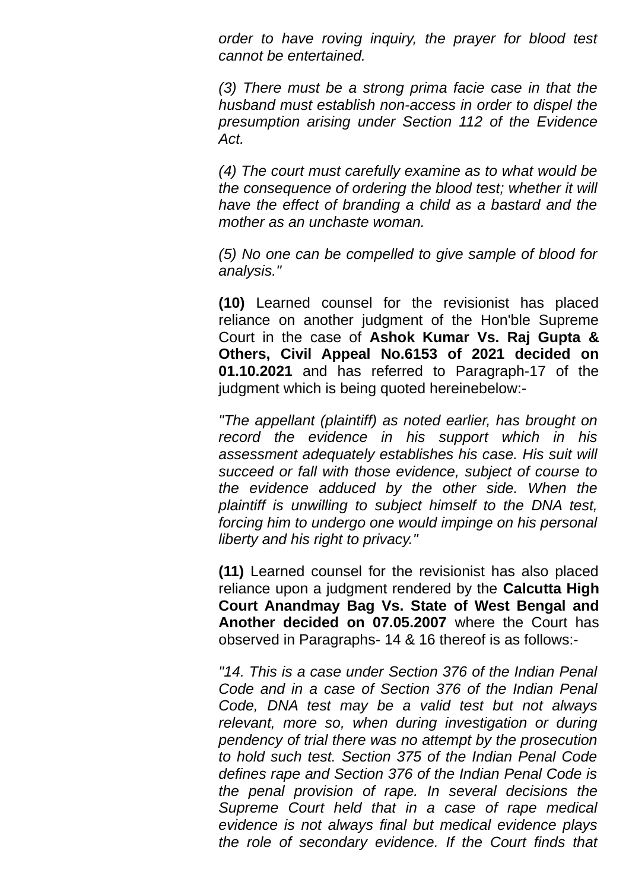*order to have roving inquiry, the prayer for blood test cannot be entertained.*

*(3) There must be a strong prima facie case in that the husband must establish non-access in order to dispel the presumption arising under Section 112 of the Evidence Act.*

*(4) The court must carefully examine as to what would be the consequence of ordering the blood test; whether it will have the effect of branding a child as a bastard and the mother as an unchaste woman.*

*(5) No one can be compelled to give sample of blood for analysis."*

**(10)** Learned counsel for the revisionist has placed reliance on another judgment of the Hon'ble Supreme Court in the case of **Ashok Kumar Vs. Raj Gupta & Others, Civil Appeal No.6153 of 2021 decided on 01.10.2021** and has referred to Paragraph-17 of the judgment which is being quoted hereinebelow:-

*"The appellant (plaintiff) as noted earlier, has brought on record the evidence in his support which in his assessment adequately establishes his case. His suit will succeed or fall with those evidence, subject of course to the evidence adduced by the other side. When the plaintiff is unwilling to subject himself to the DNA test, forcing him to undergo one would impinge on his personal liberty and his right to privacy."*

**(11)** Learned counsel for the revisionist has also placed reliance upon a judgment rendered by the **Calcutta High Court Anandmay Bag Vs. State of West Bengal and Another decided on 07.05.2007** where the Court has observed in Paragraphs- 14 & 16 thereof is as follows:-

*"14. This is a case under Section 376 of the Indian Penal Code and in a case of Section 376 of the Indian Penal Code, DNA test may be a valid test but not always relevant, more so, when during investigation or during pendency of trial there was no attempt by the prosecution to hold such test. Section 375 of the Indian Penal Code defines rape and Section 376 of the Indian Penal Code is the penal provision of rape. In several decisions the Supreme Court held that in a case of rape medical evidence is not always final but medical evidence plays the role of secondary evidence. If the Court finds that*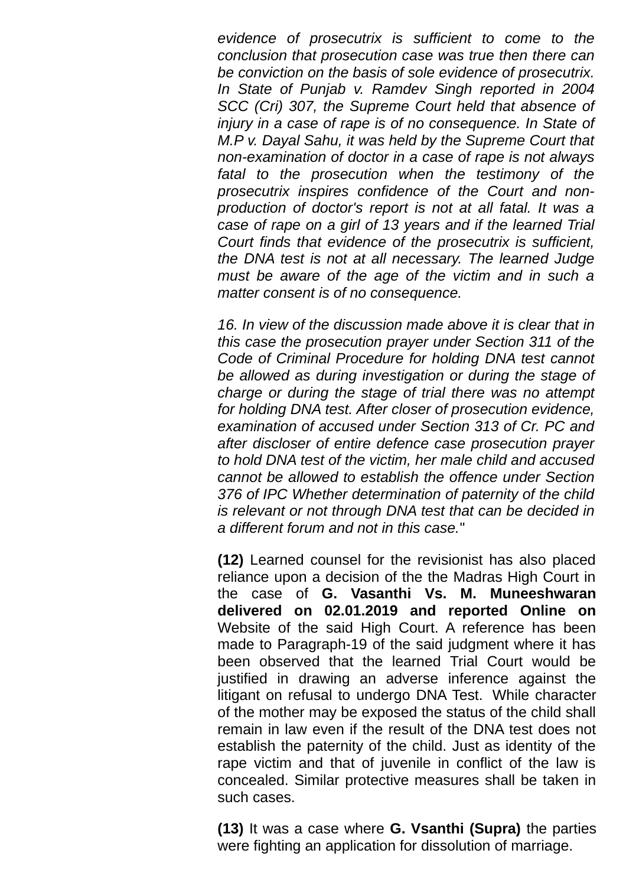*evidence of prosecutrix is sufficient to come to the conclusion that prosecution case was true then there can be conviction on the basis of sole evidence of prosecutrix. In State of Punjab v. Ramdev Singh reported in 2004 SCC (Cri) 307, the Supreme Court held that absence of injury in a case of rape is of no consequence. In State of M.P v. Dayal Sahu, it was held by the Supreme Court that non-examination of doctor in a case of rape is not always fatal to the prosecution when the testimony of the prosecutrix inspires confidence of the Court and non-production of doctor's report is not at all fatal. It was a case of rape on a girl of 13 years and if the learned Trial Court finds that evidence of the prosecutrix is sufficient, the DNA test is not at all necessary. The learned Judge must be aware of the age of the victim and in such a matter consent is of no consequence.*

*16. In view of the discussion made above it is clear that in this case the prosecution prayer under Section 311 of the Code of Criminal Procedure for holding DNA test cannot be allowed as during investigation or during the stage of charge or during the stage of trial there was no attempt for holding DNA test. After closer of prosecution evidence, examination of accused under Section 313 of Cr. PC and after discloser of entire defence case prosecution prayer to hold DNA test of the victim, her male child and accused cannot be allowed to establish the offence under Section 376 of IPC Whether determination of paternity of the child is relevant or not through DNA test that can be decided in a different forum and not in this case.*"

**(12)** Learned counsel for the revisionist has also placed reliance upon a decision of the the Madras High Court in the case of **G. Vasanthi Vs. M. Muneeshwaran delivered on 02.01.2019 and reported Online on** Website of the said High Court. A reference has been made to Paragraph-19 of the said judgment where it has been observed that the learned Trial Court would be justified in drawing an adverse inference against the litigant on refusal to undergo DNA Test. While character of the mother may be exposed the status of the child shall remain in law even if the result of the DNA test does not establish the paternity of the child. Just as identity of the rape victim and that of juvenile in conflict of the law is concealed. Similar protective measures shall be taken in such cases.

**(13)** It was a case where **G. Vsanthi (Supra)** the parties were fighting an application for dissolution of marriage.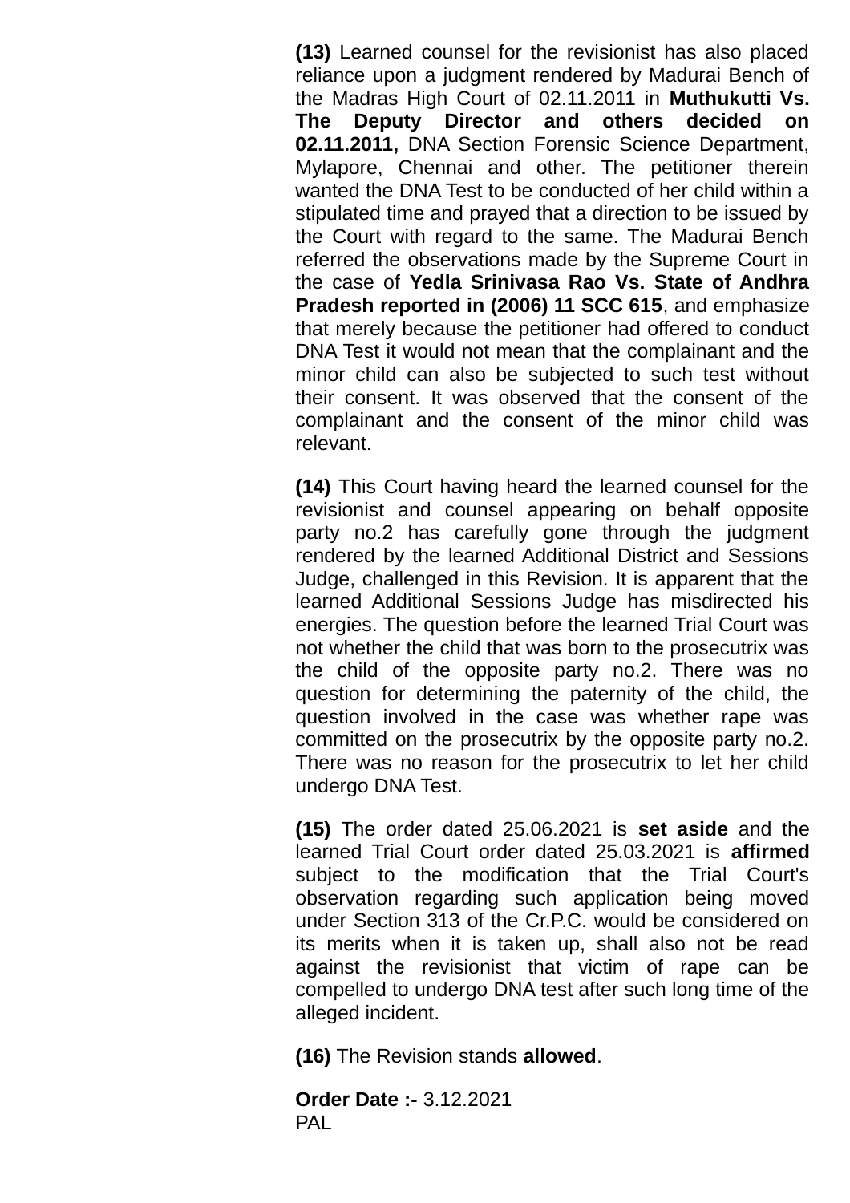**(13)** Learned counsel for the revisionist has also placed reliance upon a judgment rendered by Madurai Bench of the Madras High Court of 02.11.2011 in **Muthukutti Vs. The Deputy Director and others decided on 02.11.2011,** DNA Section Forensic Science Department, Mylapore, Chennai and other. The petitioner therein wanted the DNA Test to be conducted of her child within a stipulated time and prayed that a direction to be issued by the Court with regard to the same. The Madurai Bench referred the observations made by the Supreme Court in the case of **Yedla Srinivasa Rao Vs. State of Andhra Pradesh reported in (2006) 11 SCC 615**, and emphasize that merely because the petitioner had offered to conduct DNA Test it would not mean that the complainant and the minor child can also be subjected to such test without their consent. It was observed that the consent of the complainant and the consent of the minor child was relevant.

**(14)** This Court having heard the learned counsel for the revisionist and counsel appearing on behalf opposite party no.2 has carefully gone through the judgment rendered by the learned Additional District and Sessions Judge, challenged in this Revision. It is apparent that the learned Additional Sessions Judge has misdirected his energies. The question before the learned Trial Court was not whether the child that was born to the prosecutrix was the child of the opposite party no.2. There was no question for determining the paternity of the child, the question involved in the case was whether rape was committed on the prosecutrix by the opposite party no.2. There was no reason for the prosecutrix to let her child undergo DNA Test.

**(15)** The order dated 25.06.2021 is **set aside** and the learned Trial Court order dated 25.03.2021 is **affirmed** subject to the modification that the Trial Court's observation regarding such application being moved under Section 313 of the Cr.P.C. would be considered on its merits when it is taken up, shall also not be read against the revisionist that victim of rape can be compelled to undergo DNA test after such long time of the alleged incident.

**(16)** The Revision stands **allowed**.

**Order Date :-** 3.12.2021
PAL